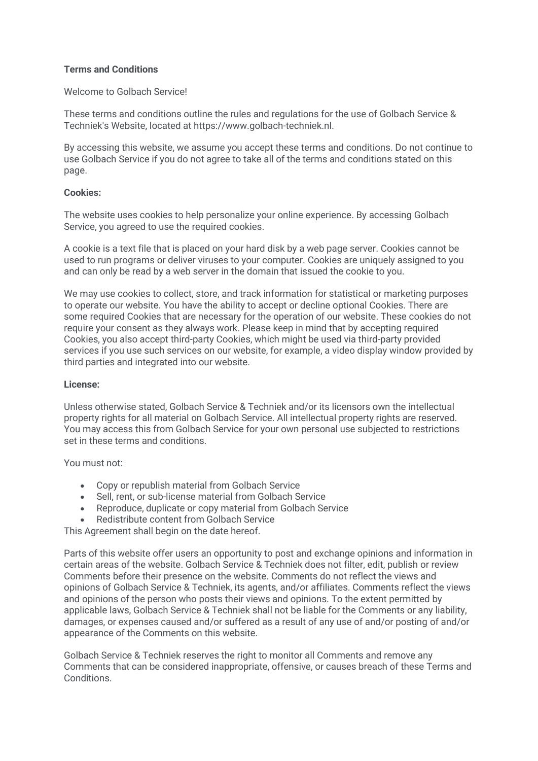**Terms and Conditions**

Welcome to Golbach Service!

These terms and conditions outline the rules and regulations for the use of Golbach Service & Techniek's Website, located at https://www.golbach-techniek.nl.

By accessing this website, we assume you accept these terms and conditions. Do not continue to use Golbach Service if you do not agree to take all of the terms and conditions stated on this page.

**Cookies:**

The website uses cookies to help personalize your online experience. By accessing Golbach Service, you agreed to use the required cookies.

A cookie is a text file that is placed on your hard disk by a web page server. Cookies cannot be used to run programs or deliver viruses to your computer. Cookies are uniquely assigned to you and can only be read by a web server in the domain that issued the cookie to you.

We may use cookies to collect, store, and track information for statistical or marketing purposes to operate our website. You have the ability to accept or decline optional Cookies. There are some required Cookies that are necessary for the operation of our website. These cookies do not require your consent as they always work. Please keep in mind that by accepting required Cookies, you also accept third-party Cookies, which might be used via third-party provided services if you use such services on our website, for example, a video display window provided by third parties and integrated into our website.

**License:**

Unless otherwise stated, Golbach Service & Techniek and/or its licensors own the intellectual property rights for all material on Golbach Service. All intellectual property rights are reserved. You may access this from Golbach Service for your own personal use subjected to restrictions set in these terms and conditions.

You must not:

- Copy or republish material from Golbach Service
- Sell, rent, or sub-license material from Golbach Service
- Reproduce, duplicate or copy material from Golbach Service
- Redistribute content from Golbach Service

This Agreement shall begin on the date hereof.

Parts of this website offer users an opportunity to post and exchange opinions and information in certain areas of the website. Golbach Service & Techniek does not filter, edit, publish or review Comments before their presence on the website. Comments do not reflect the views and opinions of Golbach Service & Techniek, its agents, and/or affiliates. Comments reflect the views and opinions of the person who posts their views and opinions. To the extent permitted by applicable laws, Golbach Service & Techniek shall not be liable for the Comments or any liability, damages, or expenses caused and/or suffered as a result of any use of and/or posting of and/or appearance of the Comments on this website.

Golbach Service & Techniek reserves the right to monitor all Comments and remove any Comments that can be considered inappropriate, offensive, or causes breach of these Terms and Conditions.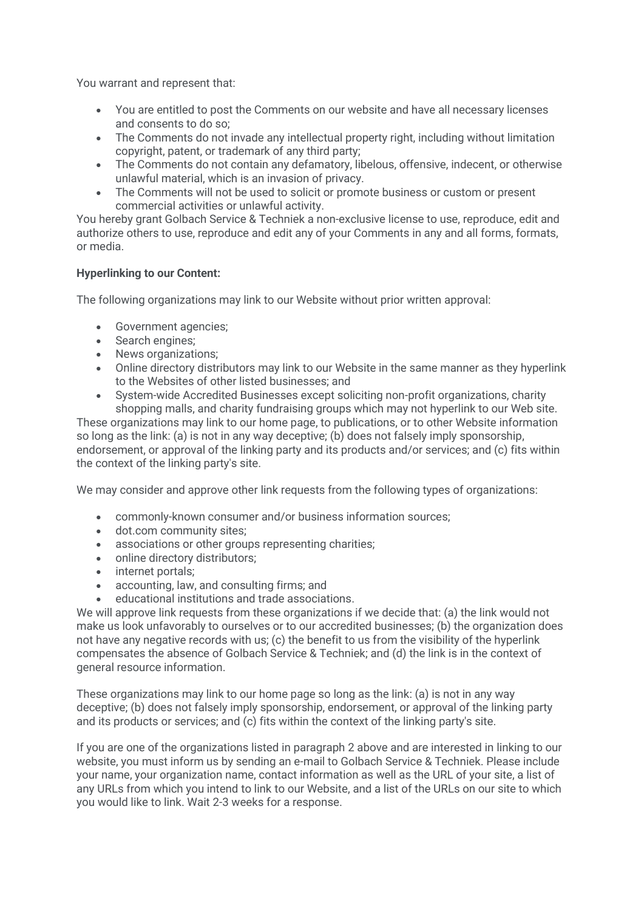You warrant and represent that:

- You are entitled to post the Comments on our website and have all necessary licenses and consents to do so;
- The Comments do not invade any intellectual property right, including without limitation copyright, patent, or trademark of any third party;
- The Comments do not contain any defamatory, libelous, offensive, indecent, or otherwise unlawful material, which is an invasion of privacy.
- The Comments will not be used to solicit or promote business or custom or present commercial activities or unlawful activity.

You hereby grant Golbach Service & Techniek a non-exclusive license to use, reproduce, edit and authorize others to use, reproduce and edit any of your Comments in any and all forms, formats, or media.

**Hyperlinking to our Content:**

The following organizations may link to our Website without prior written approval:

- Government agencies;
- Search engines;
- News organizations;
- Online directory distributors may link to our Website in the same manner as they hyperlink to the Websites of other listed businesses; and
- System-wide Accredited Businesses except soliciting non-profit organizations, charity shopping malls, and charity fundraising groups which may not hyperlink to our Web site.

These organizations may link to our home page, to publications, or to other Website information so long as the link: (a) is not in any way deceptive; (b) does not falsely imply sponsorship, endorsement, or approval of the linking party and its products and/or services; and (c) fits within the context of the linking party's site.

We may consider and approve other link requests from the following types of organizations:

- commonly-known consumer and/or business information sources;
- dot.com community sites;
- associations or other groups representing charities;
- online directory distributors;
- internet portals;
- accounting, law, and consulting firms; and
- educational institutions and trade associations.

We will approve link requests from these organizations if we decide that: (a) the link would not make us look unfavorably to ourselves or to our accredited businesses; (b) the organization does not have any negative records with us; (c) the benefit to us from the visibility of the hyperlink compensates the absence of Golbach Service & Techniek; and (d) the link is in the context of general resource information.

These organizations may link to our home page so long as the link: (a) is not in any way deceptive; (b) does not falsely imply sponsorship, endorsement, or approval of the linking party and its products or services; and (c) fits within the context of the linking party's site.

If you are one of the organizations listed in paragraph 2 above and are interested in linking to our website, you must inform us by sending an e-mail to Golbach Service & Techniek. Please include your name, your organization name, contact information as well as the URL of your site, a list of any URLs from which you intend to link to our Website, and a list of the URLs on our site to which you would like to link. Wait 2-3 weeks for a response.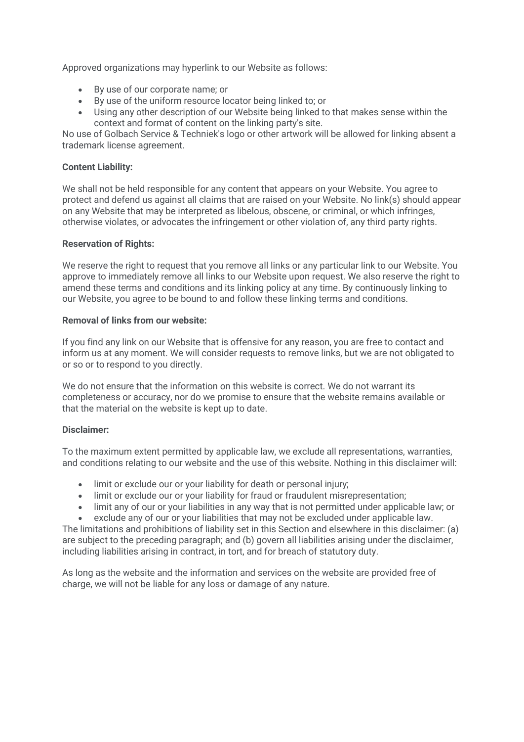Approved organizations may hyperlink to our Website as follows:

- By use of our corporate name; or
- By use of the uniform resource locator being linked to; or
- Using any other description of our Website being linked to that makes sense within the context and format of content on the linking party's site.

No use of Golbach Service & Techniek's logo or other artwork will be allowed for linking absent a trademark license agreement.

**Content Liability:**

We shall not be held responsible for any content that appears on your Website. You agree to protect and defend us against all claims that are raised on your Website. No link(s) should appear on any Website that may be interpreted as libelous, obscene, or criminal, or which infringes, otherwise violates, or advocates the infringement or other violation of, any third party rights.

**Reservation of Rights:**

We reserve the right to request that you remove all links or any particular link to our Website. You approve to immediately remove all links to our Website upon request. We also reserve the right to amend these terms and conditions and its linking policy at any time. By continuously linking to our Website, you agree to be bound to and follow these linking terms and conditions.

**Removal of links from our website:**

If you find any link on our Website that is offensive for any reason, you are free to contact and inform us at any moment. We will consider requests to remove links, but we are not obligated to or so or to respond to you directly.

We do not ensure that the information on this website is correct. We do not warrant its completeness or accuracy, nor do we promise to ensure that the website remains available or that the material on the website is kept up to date.

**Disclaimer:**

To the maximum extent permitted by applicable law, we exclude all representations, warranties, and conditions relating to our website and the use of this website. Nothing in this disclaimer will:

- limit or exclude our or your liability for death or personal injury;
- limit or exclude our or your liability for fraud or fraudulent misrepresentation;
- limit any of our or your liabilities in any way that is not permitted under applicable law; or
- exclude any of our or your liabilities that may not be excluded under applicable law.

The limitations and prohibitions of liability set in this Section and elsewhere in this disclaimer: (a) are subject to the preceding paragraph; and (b) govern all liabilities arising under the disclaimer, including liabilities arising in contract, in tort, and for breach of statutory duty.

As long as the website and the information and services on the website are provided free of charge, we will not be liable for any loss or damage of any nature.